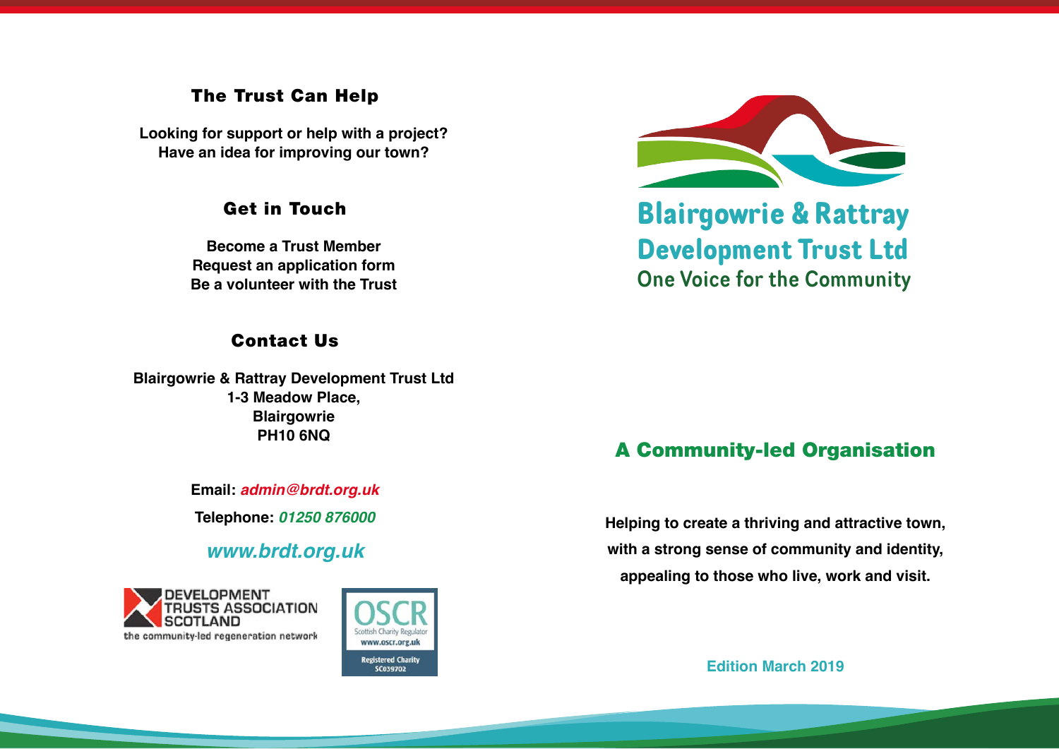## The Trust Can Help

**Looking for support or help with a project?**
**Have an idea for improving our town?**

## Get in Touch

**Become a Trust Member**
**Request an application form**
**Be a volunteer with the Trust**

## Contact Us

**Blairgowrie & Rattray Development Trust Ltd**
**1-3 Meadow Place,**
**Blairgowrie**
**PH10 6NQ**

**Email:** ***admin@brdt.org.uk***

**Telephone:** ***01250 876000***

***www.brdt.org.uk***

DEVELOPMENT TRUSTS ASSOCIATION SCOTLAND
the community-led regeneration network

OSCR
Scottish Charity Regulator
www.oscr.org.uk
Registered Charity SC039702

# Blairgowrie & Rattray Development Trust Ltd

One Voice for the Community

## A Community-led Organisation

**Helping to create a thriving and attractive town, with a strong sense of community and identity, appealing to those who live, work and visit.**

**Edition March 2019**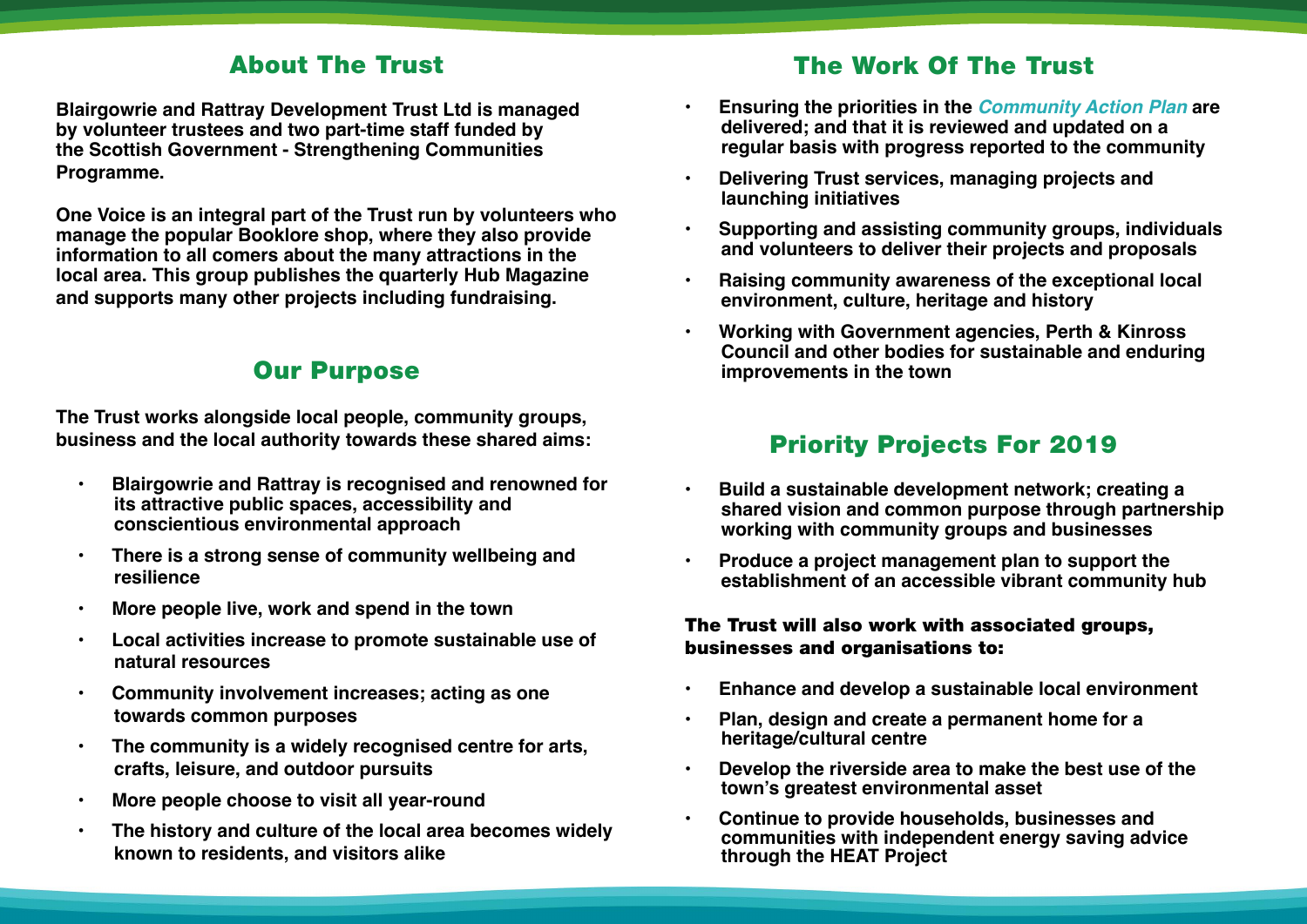## About The Trust

**Blairgowrie and Rattray Development Trust Ltd is managed by volunteer trustees and two part-time staff funded by the Scottish Government - Strengthening Communities Programme.**

**One Voice is an integral part of the Trust run by volunteers who manage the popular Booklore shop, where they also provide information to all comers about the many attractions in the local area. This group publishes the quarterly Hub Magazine and supports many other projects including fundraising.**

## Our Purpose

**The Trust works alongside local people, community groups, business and the local authority towards these shared aims:**

- **Blairgowrie and Rattray is recognised and renowned for its attractive public spaces, accessibility and conscientious environmental approach**
- **There is a strong sense of community wellbeing and resilience**
- **More people live, work and spend in the town**
- **Local activities increase to promote sustainable use of natural resources**
- **Community involvement increases; acting as one towards common purposes**
- **The community is a widely recognised centre for arts, crafts, leisure, and outdoor pursuits**
- **More people choose to visit all year-round**
- **The history and culture of the local area becomes widely known to residents, and visitors alike**

## The Work Of The Trust

- **Ensuring the priorities in the *Community Action Plan* are delivered; and that it is reviewed and updated on a regular basis with progress reported to the community**
- **Delivering Trust services, managing projects and launching initiatives**
- **Supporting and assisting community groups, individuals and volunteers to deliver their projects and proposals**
- **Raising community awareness of the exceptional local environment, culture, heritage and history**
- **Working with Government agencies, Perth & Kinross Council and other bodies for sustainable and enduring improvements in the town**

## Priority Projects For 2019

- **Build a sustainable development network; creating a shared vision and common purpose through partnership working with community groups and businesses**
- **Produce a project management plan to support the establishment of an accessible vibrant community hub**

**The Trust will also work with associated groups, businesses and organisations to:**

- **Enhance and develop a sustainable local environment**
- **Plan, design and create a permanent home for a heritage/cultural centre**
- **Develop the riverside area to make the best use of the town's greatest environmental asset**
- **Continue to provide households, businesses and communities with independent energy saving advice through the HEAT Project**